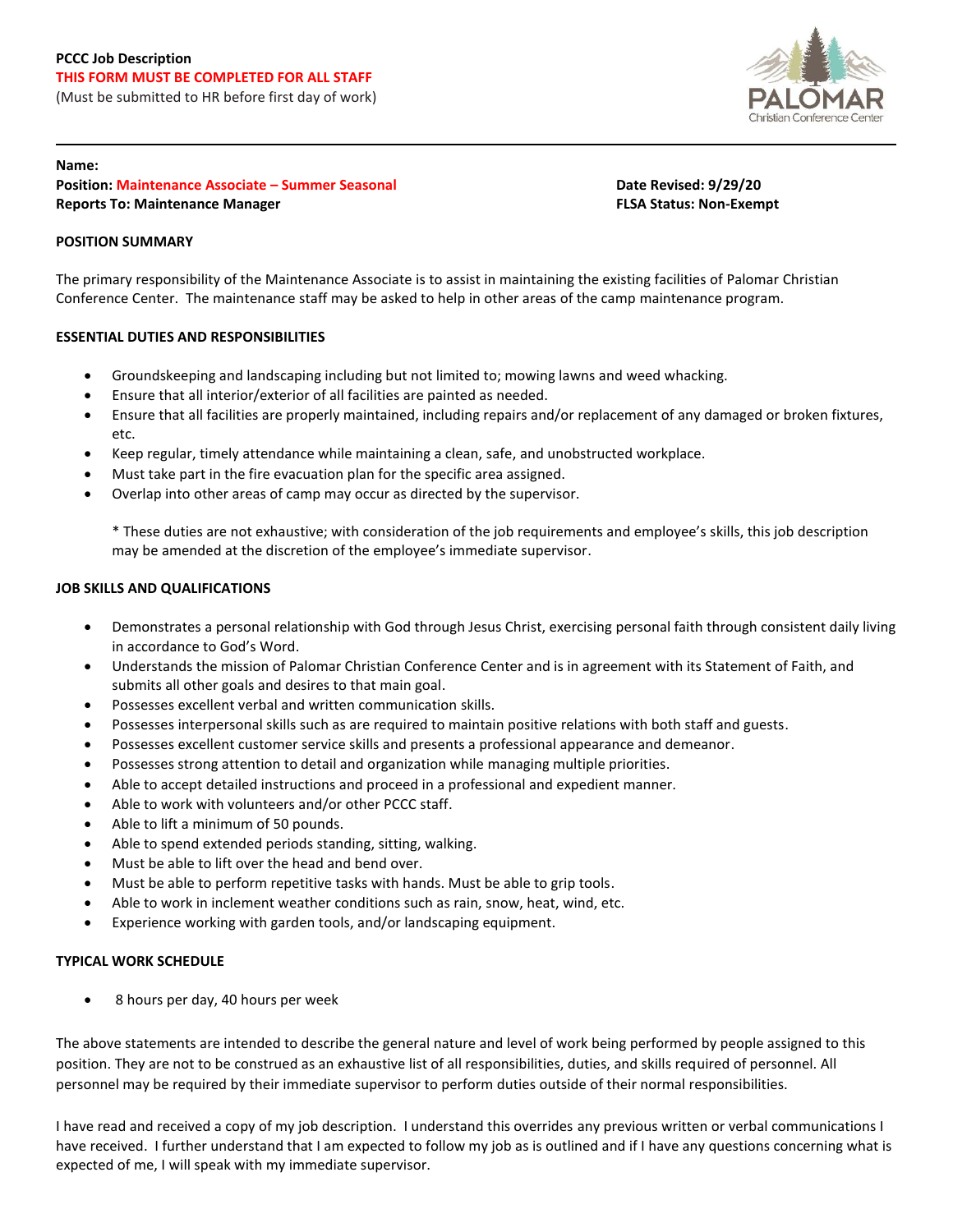**PCCC Job Description**
**THIS FORM MUST BE COMPLETED FOR ALL STAFF**
(Must be submitted to HR before first day of work)

PALOMAR
Christian Conference Center

---

**Name:**
**Position: Maintenance Associate – Summer Seasonal** **Date Revised: 9/29/20**
**Reports To: Maintenance Manager** **FLSA Status: Non-Exempt**

## POSITION SUMMARY

The primary responsibility of the Maintenance Associate is to assist in maintaining the existing facilities of Palomar Christian Conference Center. The maintenance staff may be asked to help in other areas of the camp maintenance program.

## ESSENTIAL DUTIES AND RESPONSIBILITIES

- Groundskeeping and landscaping including but not limited to; mowing lawns and weed whacking.
- Ensure that all interior/exterior of all facilities are painted as needed.
- Ensure that all facilities are properly maintained, including repairs and/or replacement of any damaged or broken fixtures, etc.
- Keep regular, timely attendance while maintaining a clean, safe, and unobstructed workplace.
- Must take part in the fire evacuation plan for the specific area assigned.
- Overlap into other areas of camp may occur as directed by the supervisor.

  * These duties are not exhaustive; with consideration of the job requirements and employee's skills, this job description may be amended at the discretion of the employee's immediate supervisor.

## JOB SKILLS AND QUALIFICATIONS

- Demonstrates a personal relationship with God through Jesus Christ, exercising personal faith through consistent daily living in accordance to God's Word.
- Understands the mission of Palomar Christian Conference Center and is in agreement with its Statement of Faith, and submits all other goals and desires to that main goal.
- Possesses excellent verbal and written communication skills.
- Possesses interpersonal skills such as are required to maintain positive relations with both staff and guests.
- Possesses excellent customer service skills and presents a professional appearance and demeanor.
- Possesses strong attention to detail and organization while managing multiple priorities.
- Able to accept detailed instructions and proceed in a professional and expedient manner.
- Able to work with volunteers and/or other PCCC staff.
- Able to lift a minimum of 50 pounds.
- Able to spend extended periods standing, sitting, walking.
- Must be able to lift over the head and bend over.
- Must be able to perform repetitive tasks with hands. Must be able to grip tools.
- Able to work in inclement weather conditions such as rain, snow, heat, wind, etc.
- Experience working with garden tools, and/or landscaping equipment.

## TYPICAL WORK SCHEDULE

- 8 hours per day, 40 hours per week

The above statements are intended to describe the general nature and level of work being performed by people assigned to this position. They are not to be construed as an exhaustive list of all responsibilities, duties, and skills required of personnel. All personnel may be required by their immediate supervisor to perform duties outside of their normal responsibilities.

I have read and received a copy of my job description. I understand this overrides any previous written or verbal communications I have received. I further understand that I am expected to follow my job as is outlined and if I have any questions concerning what is expected of me, I will speak with my immediate supervisor.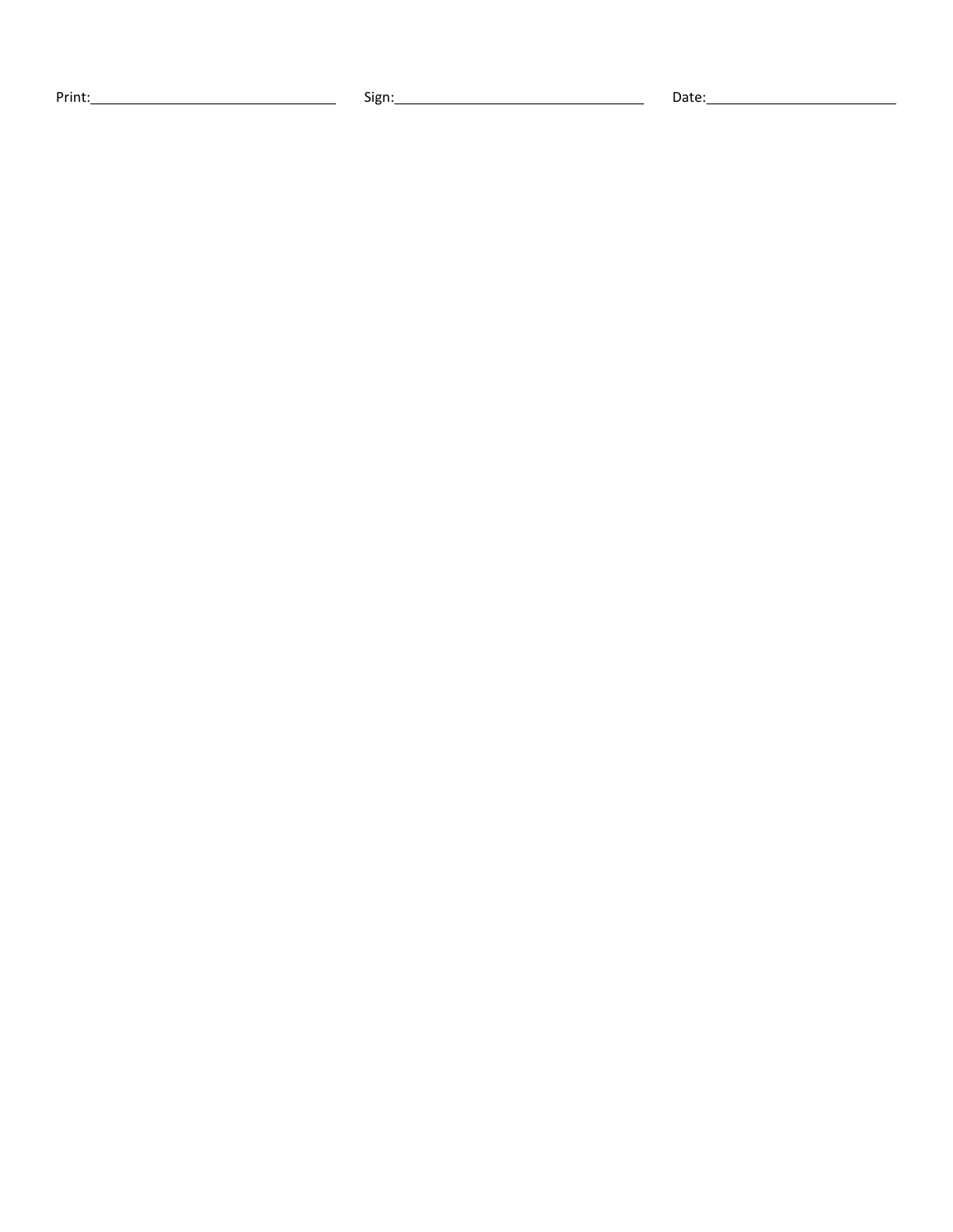Print:\_\_\_\_\_\_\_\_\_\_\_\_\_\_\_\_\_\_\_\_\_\_\_\_\_\_\_\_\_\_ Sign:\_\_\_\_\_\_\_\_\_\_\_\_\_\_\_\_\_\_\_\_\_\_\_\_\_\_\_\_\_\_ Date:\_\_\_\_\_\_\_\_\_\_\_\_\_\_\_\_\_\_\_\_\_\_\_\_